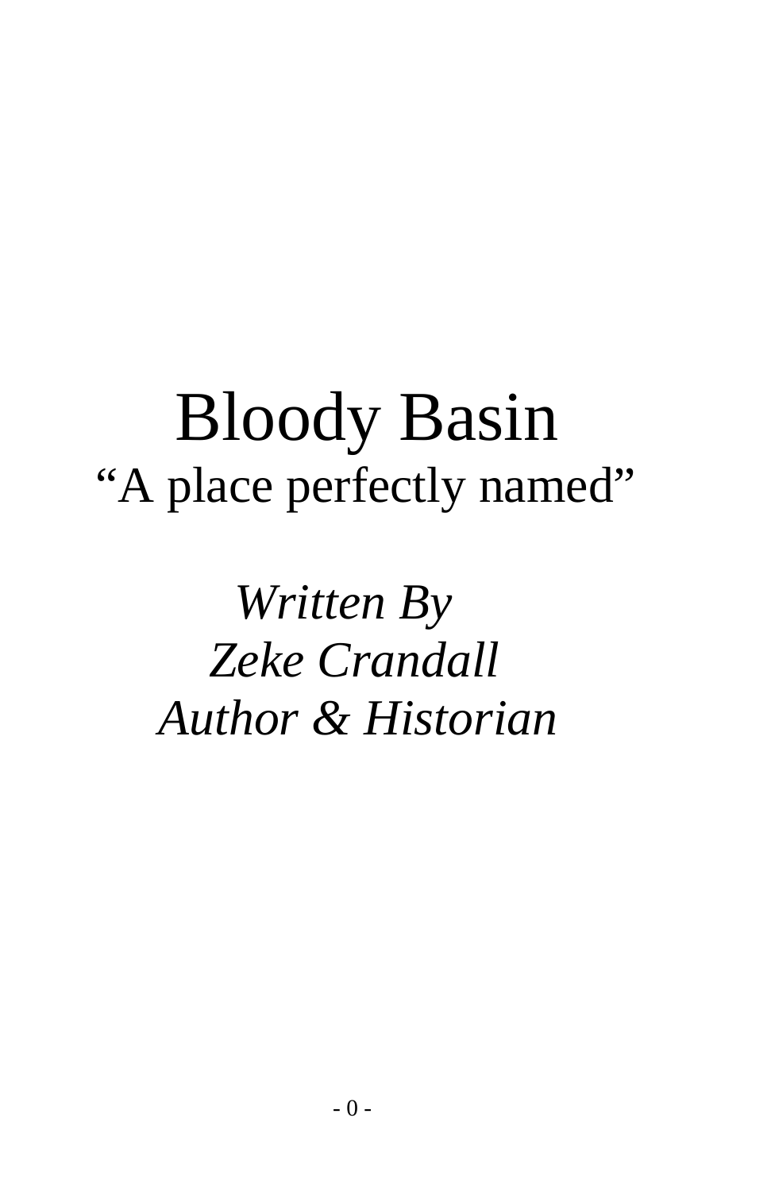# Bloody Basin

## "A place perfectly named"

*Written By*
*Zeke Crandall*
*Author & Historian*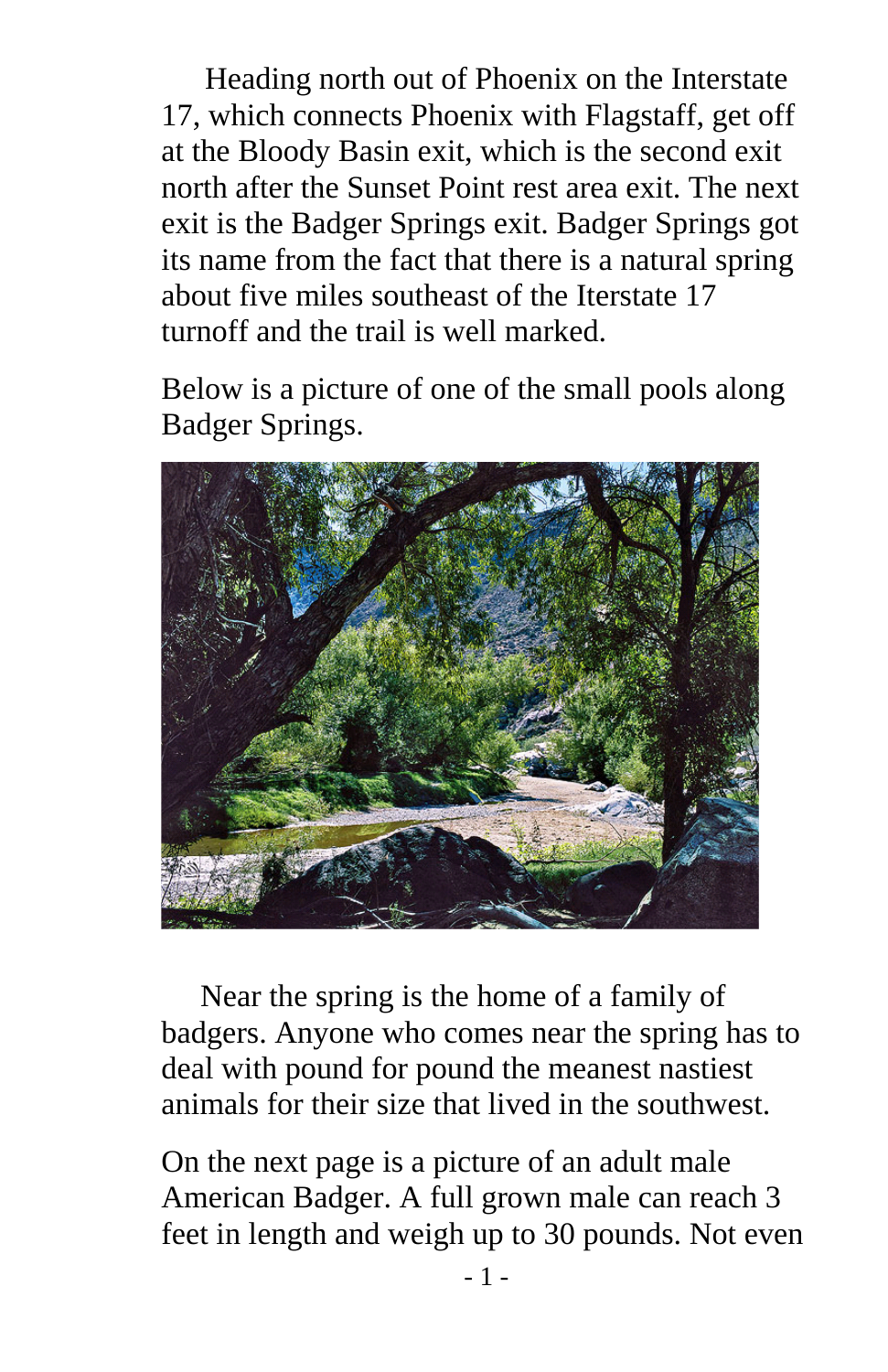Heading north out of Phoenix on the Interstate 17, which connects Phoenix with Flagstaff, get off at the Bloody Basin exit, which is the second exit north after the Sunset Point rest area exit. The next exit is the Badger Springs exit. Badger Springs got its name from the fact that there is a natural spring about five miles southeast of the Iterstate 17 turnoff and the trail is well marked.

Below is a picture of one of the small pools along Badger Springs.

Near the spring is the home of a family of badgers. Anyone who comes near the spring has to deal with pound for pound the meanest nastiest animals for their size that lived in the southwest.

On the next page is a picture of an adult male American Badger. A full grown male can reach 3 feet in length and weigh up to 30 pounds. Not even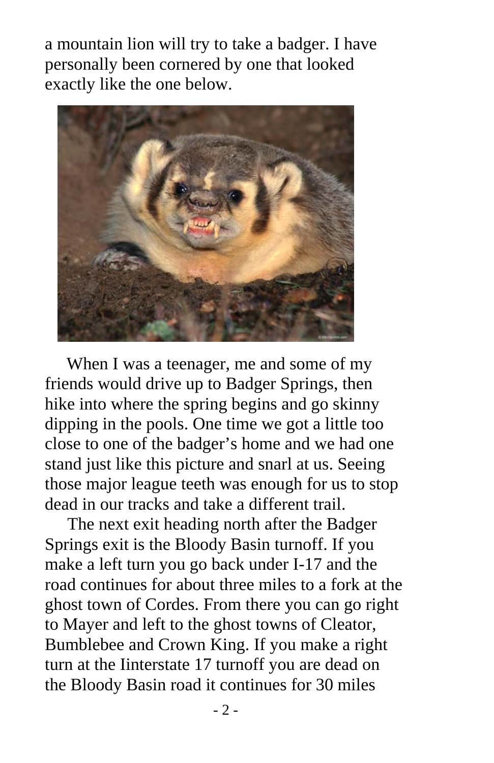a mountain lion will try to take a badger. I have personally been cornered by one that looked exactly like the one below.

When I was a teenager, me and some of my friends would drive up to Badger Springs, then hike into where the spring begins and go skinny dipping in the pools. One time we got a little too close to one of the badger's home and we had one stand just like this picture and snarl at us. Seeing those major league teeth was enough for us to stop dead in our tracks and take a different trail.

The next exit heading north after the Badger Springs exit is the Bloody Basin turnoff. If you make a left turn you go back under I-17 and the road continues for about three miles to a fork at the ghost town of Cordes. From there you can go right to Mayer and left to the ghost towns of Cleator, Bumblebee and Crown King. If you make a right turn at the Iinterstate 17 turnoff you are dead on the Bloody Basin road it continues for 30 miles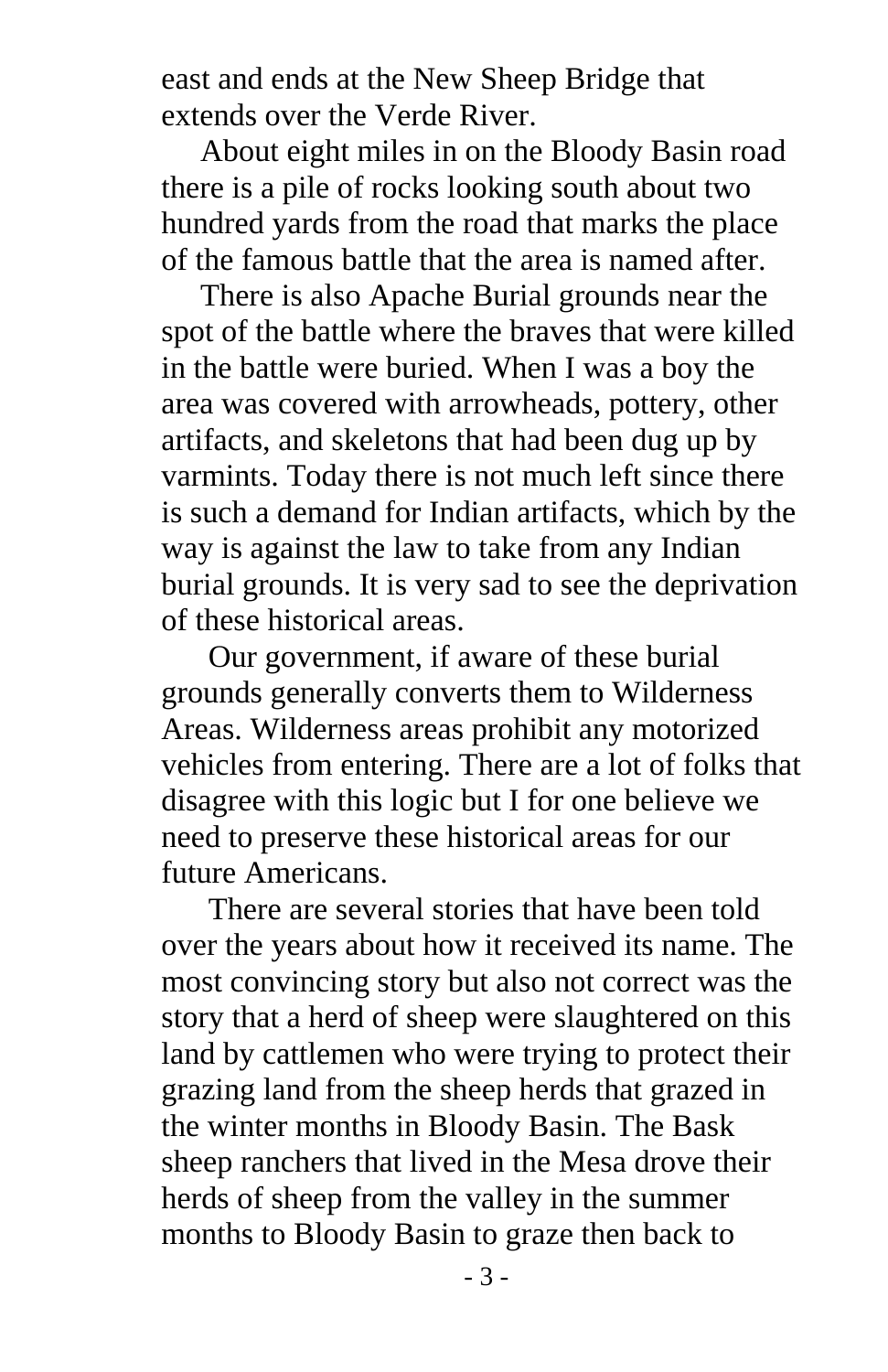east and ends at the New Sheep Bridge that extends over the Verde River.

About eight miles in on the Bloody Basin road there is a pile of rocks looking south about two hundred yards from the road that marks the place of the famous battle that the area is named after.

There is also Apache Burial grounds near the spot of the battle where the braves that were killed in the battle were buried. When I was a boy the area was covered with arrowheads, pottery, other artifacts, and skeletons that had been dug up by varmints. Today there is not much left since there is such a demand for Indian artifacts, which by the way is against the law to take from any Indian burial grounds. It is very sad to see the deprivation of these historical areas.

Our government, if aware of these burial grounds generally converts them to Wilderness Areas. Wilderness areas prohibit any motorized vehicles from entering. There are a lot of folks that disagree with this logic but I for one believe we need to preserve these historical areas for our future Americans.

There are several stories that have been told over the years about how it received its name. The most convincing story but also not correct was the story that a herd of sheep were slaughtered on this land by cattlemen who were trying to protect their grazing land from the sheep herds that grazed in the winter months in Bloody Basin. The Bask sheep ranchers that lived in the Mesa drove their herds of sheep from the valley in the summer months to Bloody Basin to graze then back to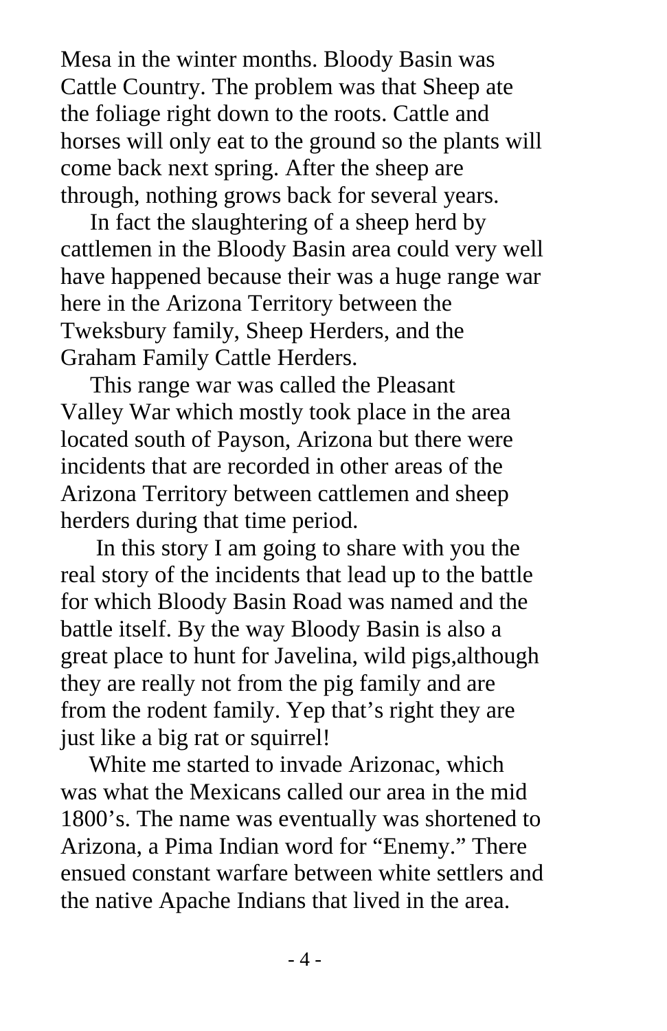Mesa in the winter months. Bloody Basin was Cattle Country. The problem was that Sheep ate the foliage right down to the roots. Cattle and horses will only eat to the ground so the plants will come back next spring. After the sheep are through, nothing grows back for several years.

In fact the slaughtering of a sheep herd by cattlemen in the Bloody Basin area could very well have happened because their was a huge range war here in the Arizona Territory between the Tweksbury family, Sheep Herders, and the Graham Family Cattle Herders.

This range war was called the Pleasant Valley War which mostly took place in the area located south of Payson, Arizona but there were incidents that are recorded in other areas of the Arizona Territory between cattlemen and sheep herders during that time period.

In this story I am going to share with you the real story of the incidents that lead up to the battle for which Bloody Basin Road was named and the battle itself. By the way Bloody Basin is also a great place to hunt for Javelina, wild pigs,although they are really not from the pig family and are from the rodent family. Yep that's right they are just like a big rat or squirrel!

White me started to invade Arizonac, which was what the Mexicans called our area in the mid 1800's. The name was eventually was shortened to Arizona, a Pima Indian word for "Enemy." There ensued constant warfare between white settlers and the native Apache Indians that lived in the area.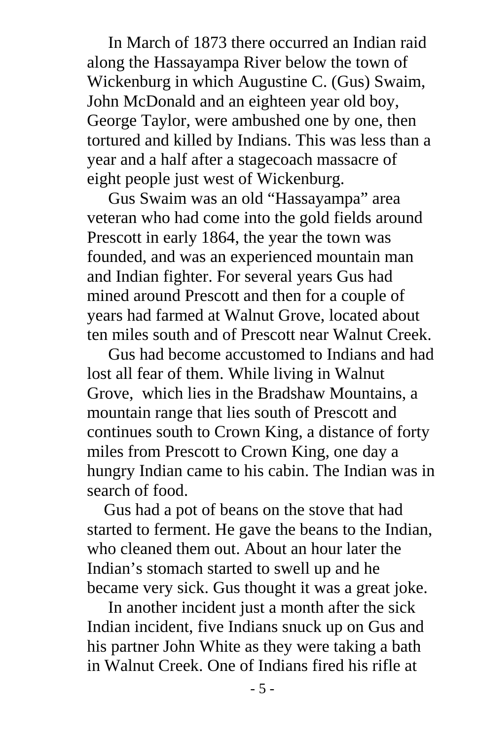In March of 1873 there occurred an Indian raid along the Hassayampa River below the town of Wickenburg in which Augustine C. (Gus) Swaim, John McDonald and an eighteen year old boy, George Taylor, were ambushed one by one, then tortured and killed by Indians. This was less than a year and a half after a stagecoach massacre of eight people just west of Wickenburg.

Gus Swaim was an old "Hassayampa" area veteran who had come into the gold fields around Prescott in early 1864, the year the town was founded, and was an experienced mountain man and Indian fighter. For several years Gus had mined around Prescott and then for a couple of years had farmed at Walnut Grove, located about ten miles south and of Prescott near Walnut Creek.

Gus had become accustomed to Indians and had lost all fear of them. While living in Walnut Grove, which lies in the Bradshaw Mountains, a mountain range that lies south of Prescott and continues south to Crown King, a distance of forty miles from Prescott to Crown King, one day a hungry Indian came to his cabin. The Indian was in search of food.

Gus had a pot of beans on the stove that had started to ferment. He gave the beans to the Indian, who cleaned them out. About an hour later the Indian's stomach started to swell up and he became very sick. Gus thought it was a great joke.

In another incident just a month after the sick Indian incident, five Indians snuck up on Gus and his partner John White as they were taking a bath in Walnut Creek. One of Indians fired his rifle at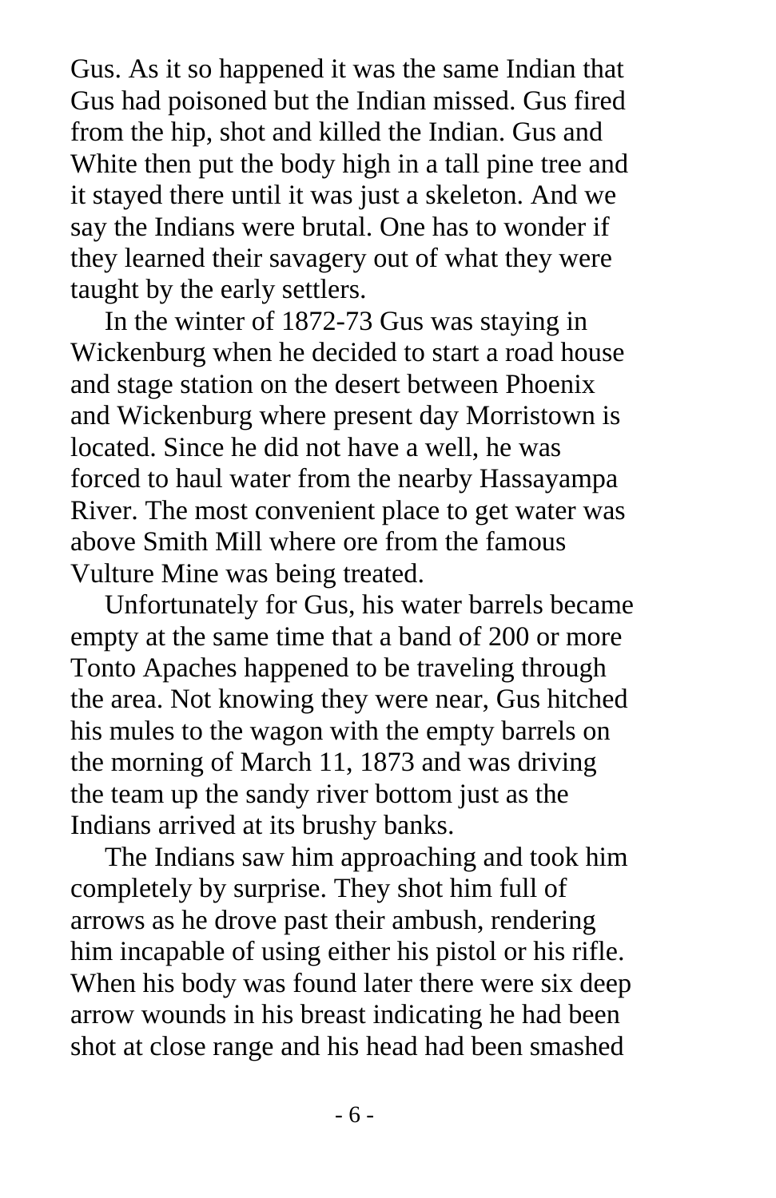Gus. As it so happened it was the same Indian that Gus had poisoned but the Indian missed. Gus fired from the hip, shot and killed the Indian. Gus and White then put the body high in a tall pine tree and it stayed there until it was just a skeleton. And we say the Indians were brutal. One has to wonder if they learned their savagery out of what they were taught by the early settlers.

In the winter of 1872-73 Gus was staying in Wickenburg when he decided to start a road house and stage station on the desert between Phoenix and Wickenburg where present day Morristown is located. Since he did not have a well, he was forced to haul water from the nearby Hassayampa River. The most convenient place to get water was above Smith Mill where ore from the famous Vulture Mine was being treated.

Unfortunately for Gus, his water barrels became empty at the same time that a band of 200 or more Tonto Apaches happened to be traveling through the area. Not knowing they were near, Gus hitched his mules to the wagon with the empty barrels on the morning of March 11, 1873 and was driving the team up the sandy river bottom just as the Indians arrived at its brushy banks.

The Indians saw him approaching and took him completely by surprise. They shot him full of arrows as he drove past their ambush, rendering him incapable of using either his pistol or his rifle. When his body was found later there were six deep arrow wounds in his breast indicating he had been shot at close range and his head had been smashed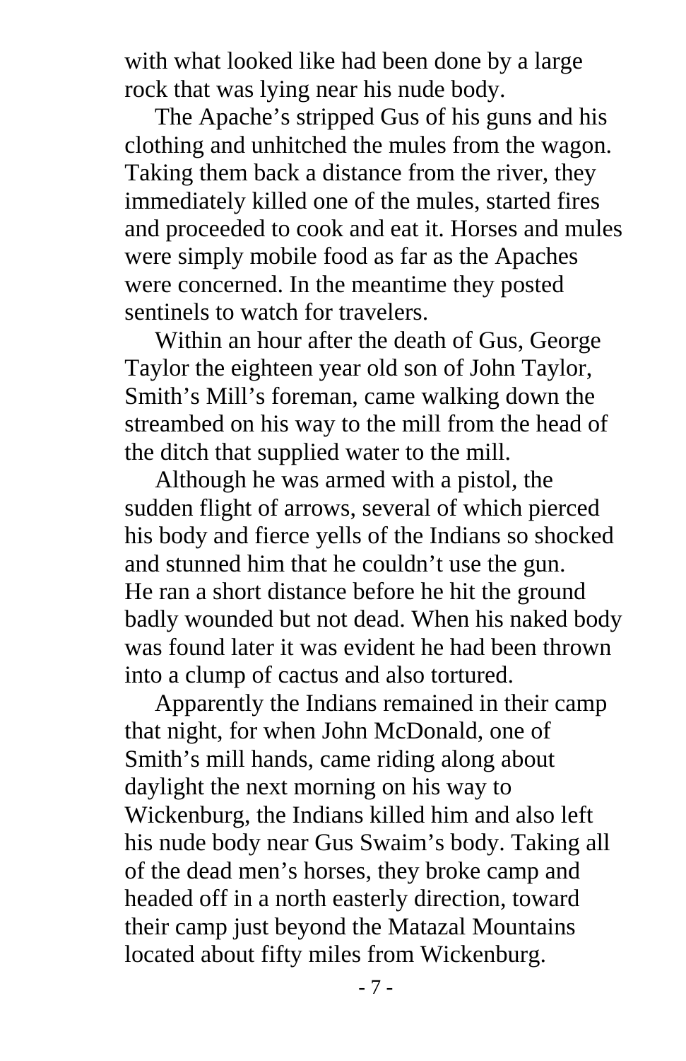with what looked like had been done by a large rock that was lying near his nude body.

The Apache's stripped Gus of his guns and his clothing and unhitched the mules from the wagon. Taking them back a distance from the river, they immediately killed one of the mules, started fires and proceeded to cook and eat it. Horses and mules were simply mobile food as far as the Apaches were concerned. In the meantime they posted sentinels to watch for travelers.

Within an hour after the death of Gus, George Taylor the eighteen year old son of John Taylor, Smith's Mill's foreman, came walking down the streambed on his way to the mill from the head of the ditch that supplied water to the mill.

Although he was armed with a pistol, the sudden flight of arrows, several of which pierced his body and fierce yells of the Indians so shocked and stunned him that he couldn't use the gun. He ran a short distance before he hit the ground badly wounded but not dead. When his naked body was found later it was evident he had been thrown into a clump of cactus and also tortured.

Apparently the Indians remained in their camp that night, for when John McDonald, one of Smith's mill hands, came riding along about daylight the next morning on his way to Wickenburg, the Indians killed him and also left his nude body near Gus Swaim's body. Taking all of the dead men's horses, they broke camp and headed off in a north easterly direction, toward their camp just beyond the Matazal Mountains located about fifty miles from Wickenburg.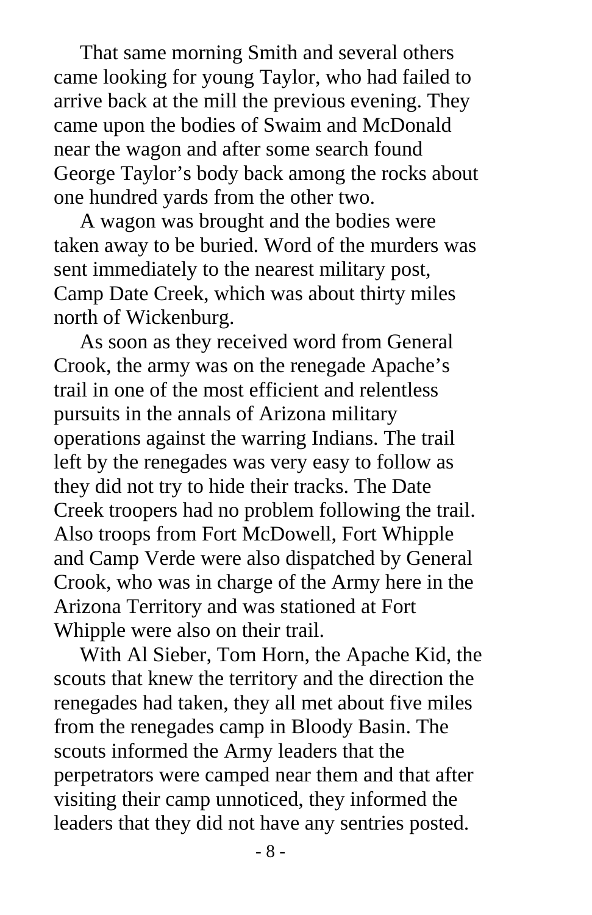That same morning Smith and several others came looking for young Taylor, who had failed to arrive back at the mill the previous evening. They came upon the bodies of Swaim and McDonald near the wagon and after some search found George Taylor's body back among the rocks about one hundred yards from the other two.

A wagon was brought and the bodies were taken away to be buried. Word of the murders was sent immediately to the nearest military post, Camp Date Creek, which was about thirty miles north of Wickenburg.

As soon as they received word from General Crook, the army was on the renegade Apache's trail in one of the most efficient and relentless pursuits in the annals of Arizona military operations against the warring Indians. The trail left by the renegades was very easy to follow as they did not try to hide their tracks. The Date Creek troopers had no problem following the trail. Also troops from Fort McDowell, Fort Whipple and Camp Verde were also dispatched by General Crook, who was in charge of the Army here in the Arizona Territory and was stationed at Fort Whipple were also on their trail.

With Al Sieber, Tom Horn, the Apache Kid, the scouts that knew the territory and the direction the renegades had taken, they all met about five miles from the renegades camp in Bloody Basin. The scouts informed the Army leaders that the perpetrators were camped near them and that after visiting their camp unnoticed, they informed the leaders that they did not have any sentries posted.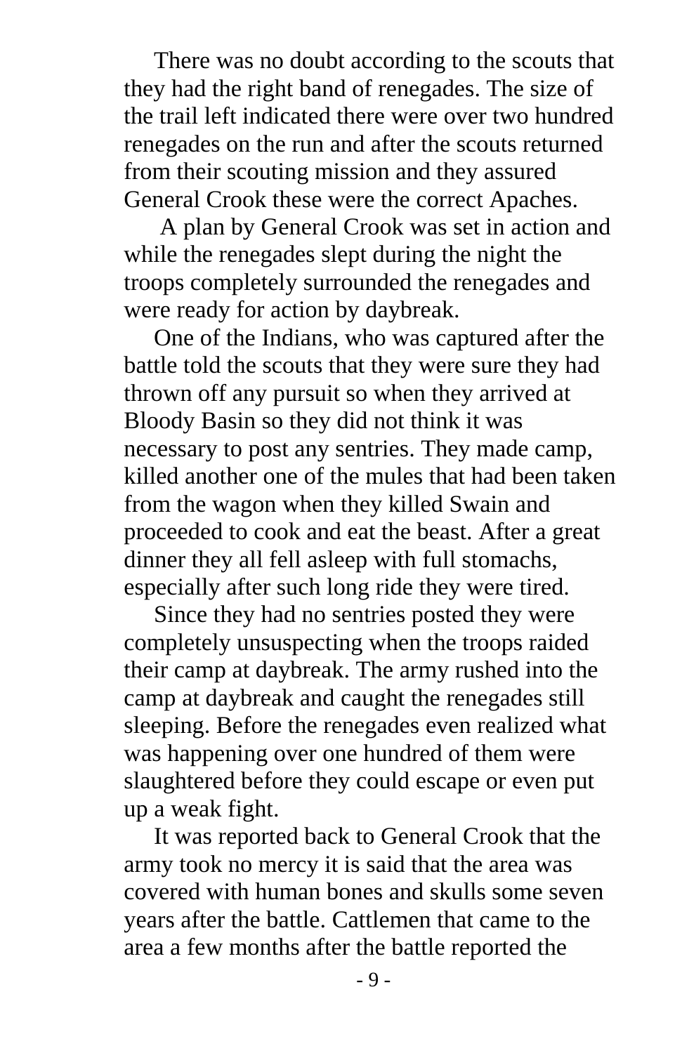There was no doubt according to the scouts that they had the right band of renegades. The size of the trail left indicated there were over two hundred renegades on the run and after the scouts returned from their scouting mission and they assured General Crook these were the correct Apaches.

A plan by General Crook was set in action and while the renegades slept during the night the troops completely surrounded the renegades and were ready for action by daybreak.

One of the Indians, who was captured after the battle told the scouts that they were sure they had thrown off any pursuit so when they arrived at Bloody Basin so they did not think it was necessary to post any sentries. They made camp, killed another one of the mules that had been taken from the wagon when they killed Swain and proceeded to cook and eat the beast. After a great dinner they all fell asleep with full stomachs, especially after such long ride they were tired.

Since they had no sentries posted they were completely unsuspecting when the troops raided their camp at daybreak. The army rushed into the camp at daybreak and caught the renegades still sleeping. Before the renegades even realized what was happening over one hundred of them were slaughtered before they could escape or even put up a weak fight.

It was reported back to General Crook that the army took no mercy it is said that the area was covered with human bones and skulls some seven years after the battle. Cattlemen that came to the area a few months after the battle reported the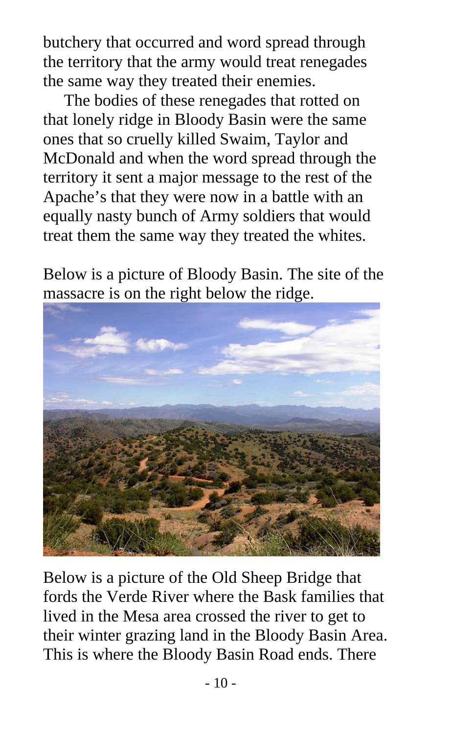butchery that occurred and word spread through the territory that the army would treat renegades the same way they treated their enemies.

The bodies of these renegades that rotted on that lonely ridge in Bloody Basin were the same ones that so cruelly killed Swaim, Taylor and McDonald and when the word spread through the territory it sent a major message to the rest of the Apache's that they were now in a battle with an equally nasty bunch of Army soldiers that would treat them the same way they treated the whites.

Below is a picture of Bloody Basin. The site of the massacre is on the right below the ridge.

Below is a picture of the Old Sheep Bridge that fords the Verde River where the Bask families that lived in the Mesa area crossed the river to get to their winter grazing land in the Bloody Basin Area. This is where the Bloody Basin Road ends. There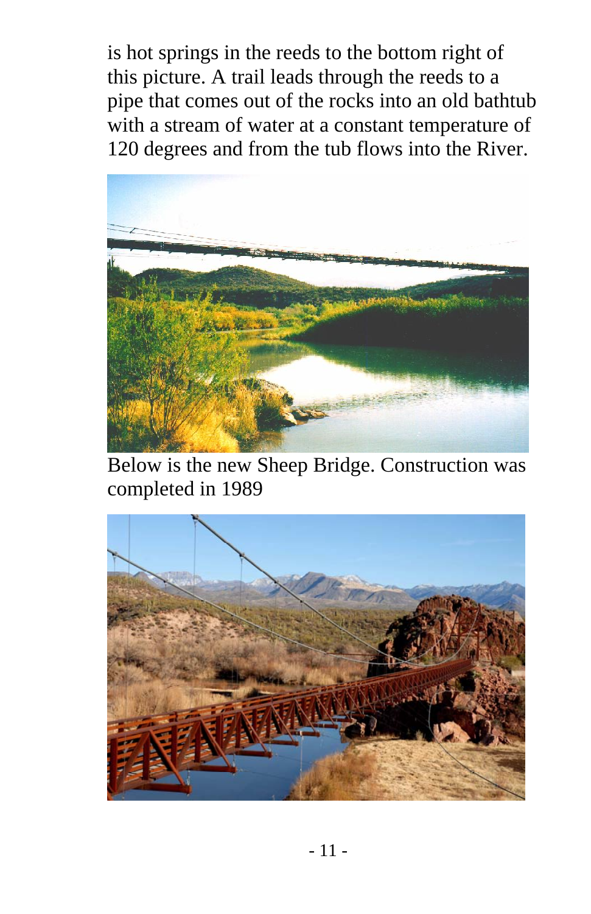is hot springs in the reeds to the bottom right of this picture. A trail leads through the reeds to a pipe that comes out of the rocks into an old bathtub with a stream of water at a constant temperature of 120 degrees and from the tub flows into the River.

Below is the new Sheep Bridge. Construction was completed in 1989